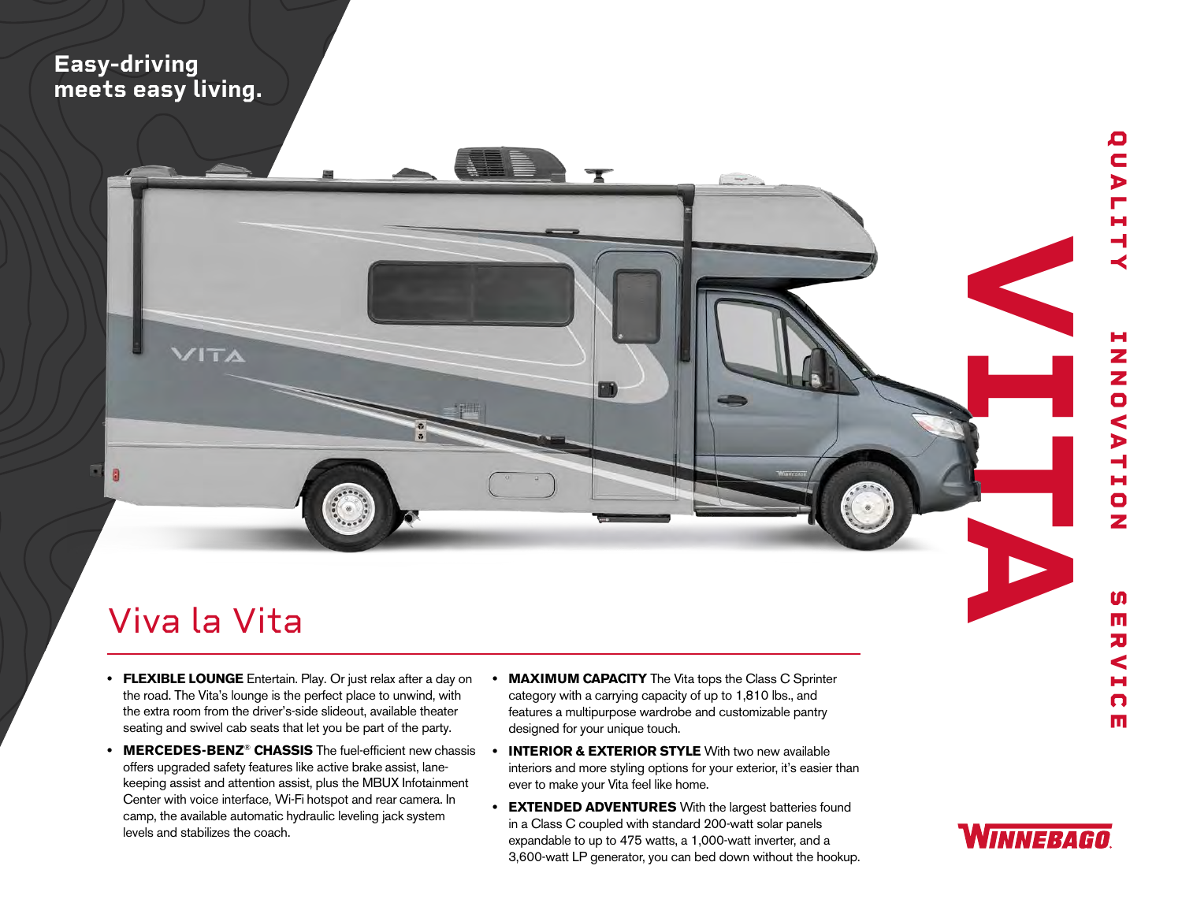Easy-driving meets easy living.

VITA

QUALITY INNOVATION SERVICE

# Viva la Vita

- **FLEXIBLE LOUNGE** Entertain. Play. Or just relax after a day on the road. The Vita's lounge is the perfect place to unwind, with the extra room from the driver's-side slideout, available theater seating and swivel cab seats that let you be part of the party.
- **MERCEDES-BENZ® CHASSIS** The fuel-efficient new chassis offers upgraded safety features like active brake assist, lane-keeping assist and attention assist, plus the MBUX Infotainment Center with voice interface, Wi-Fi hotspot and rear camera. In camp, the available automatic hydraulic leveling jack system levels and stabilizes the coach.
- **MAXIMUM CAPACITY** The Vita tops the Class C Sprinter category with a carrying capacity of up to 1,810 lbs., and features a multipurpose wardrobe and customizable pantry designed for your unique touch.
- **INTERIOR & EXTERIOR STYLE** With two new available interiors and more styling options for your exterior, it's easier than ever to make your Vita feel like home.
- **EXTENDED ADVENTURES** With the largest batteries found in a Class C coupled with standard 200-watt solar panels expandable to up to 475 watts, a 1,000-watt inverter, and a 3,600-watt LP generator, you can bed down without the hookup.

WINNEBAGO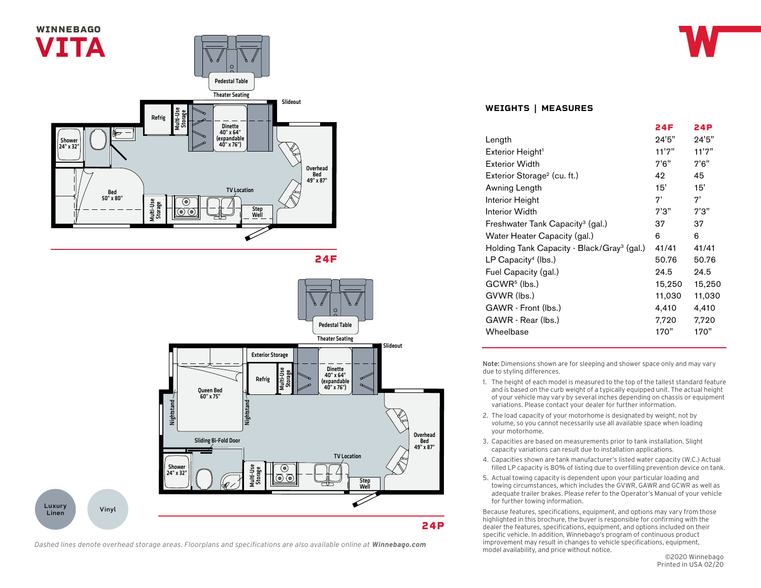# WINNEBAGO VITA

Pedestal Table

Theater Seating

Slideout

Refrig

Multi-Use Storage

Dinette 40" x 64" (expandable 40" x 76")

Shower 24" x 32"

Overhead Bed 49" x 87"

Bed 50" x 80"

TV Location

Multi-Use Storage

Step Well

**24F**

Pedestal Table

Theater Seating

Slideout

Exterior Storage

Refrig

Multi-Use Storage

Dinette 40" x 64" (expandable 40" x 76")

Queen Bed 60" x 75"

Nightstand

Nightstand

Overhead Bed 49" x 87"

Sliding Bi-Fold Door

TV Location

Shower 24" x 32"

Multi-Use Storage

Step Well

**24P**

Luxury Linen

Vinyl

*Dashed lines denote overhead storage areas. Floorplans and specifications are also available online at* ***Winnebago.com***

## WEIGHTS | MEASURES

| | 24F | 24P |
|---|---|---|
| Length | 24'5" | 24'5" |
| Exterior Height[1] | 11'7" | 11'7" |
| Exterior Width | 7'6" | 7'6" |
| Exterior Storage[2] (cu. ft.) | 42 | 45 |
| Awning Length | 15' | 15' |
| Interior Height | 7' | 7' |
| Interior Width | 7'3" | 7'3" |
| Freshwater Tank Capacity[3] (gal.) | 37 | 37 |
| Water Heater Capacity (gal.) | 6 | 6 |
| Holding Tank Capacity - Black/Gray[3] (gal.) | 41/41 | 41/41 |
| LP Capacity[4] (lbs.) | 50.76 | 50.76 |
| Fuel Capacity (gal.) | 24.5 | 24.5 |
| GCWR[5] (lbs.) | 15,250 | 15,250 |
| GVWR (lbs.) | 11,030 | 11,030 |
| GAWR - Front (lbs.) | 4,410 | 4,410 |
| GAWR - Rear (lbs.) | 7,720 | 7,720 |
| Wheelbase | 170" | 170" |

**Note:** Dimensions shown are for sleeping and shower space only and may vary due to styling differences.

1. The height of each model is measured to the top of the tallest standard feature and is based on the curb weight of a typically equipped unit. The actual height of your vehicle may vary by several inches depending on chassis or equipment variations. Please contact your dealer for further information.
2. The load capacity of your motorhome is designated by weight, not by volume, so you cannot necessarily use all available space when loading your motorhome.
3. Capacities are based on measurements prior to tank installation. Slight capacity variations can result due to installation applications.
4. Capacities shown are tank manufacturer's listed water capacity (W.C.) Actual filled LP capacity is 80% of listing due to overfilling prevention device on tank.
5. Actual towing capacity is dependent upon your particular loading and towing circumstances, which includes the GVWR, GAWR and GCWR as well as adequate trailer brakes. Please refer to the Operator's Manual of your vehicle for further towing information.

Because features, specifications, equipment, and options may vary from those highlighted in this brochure, the buyer is responsible for confirming with the dealer the features, specifications, equipment, and options included on their specific vehicle. In addition, Winnebago's program of continuous product improvement may result in changes to vehicle specifications, equipment, model availability, and price without notice.

©2020 Winnebago
Printed in USA 02/20